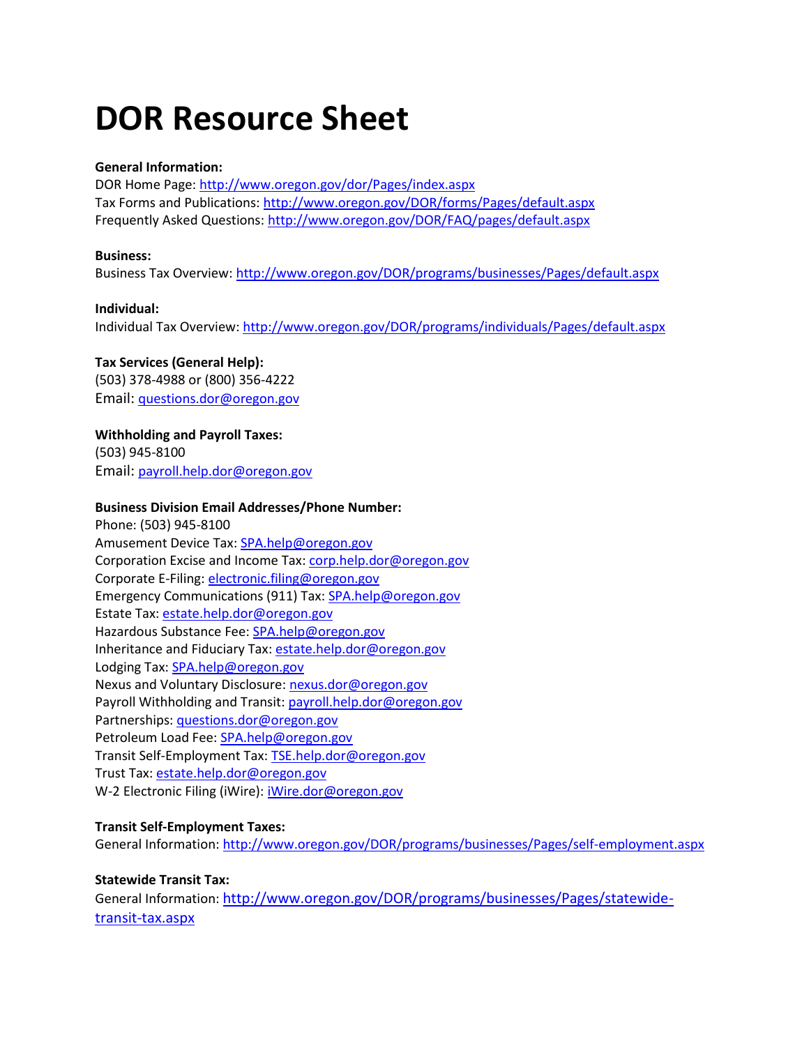# DOR Resource Sheet

**General Information:**
DOR Home Page: http://www.oregon.gov/dor/Pages/index.aspx
Tax Forms and Publications: http://www.oregon.gov/DOR/forms/Pages/default.aspx
Frequently Asked Questions: http://www.oregon.gov/DOR/FAQ/pages/default.aspx

**Business:**
Business Tax Overview: http://www.oregon.gov/DOR/programs/businesses/Pages/default.aspx

**Individual:**
Individual Tax Overview: http://www.oregon.gov/DOR/programs/individuals/Pages/default.aspx

**Tax Services (General Help):**
(503) 378-4988 or (800) 356-4222
Email: questions.dor@oregon.gov

**Withholding and Payroll Taxes:**
(503) 945-8100
Email: payroll.help.dor@oregon.gov

**Business Division Email Addresses/Phone Number:**
Phone: (503) 945-8100
Amusement Device Tax: SPA.help@oregon.gov
Corporation Excise and Income Tax: corp.help.dor@oregon.gov
Corporate E-Filing: electronic.filing@oregon.gov
Emergency Communications (911) Tax: SPA.help@oregon.gov
Estate Tax: estate.help.dor@oregon.gov
Hazardous Substance Fee: SPA.help@oregon.gov
Inheritance and Fiduciary Tax: estate.help.dor@oregon.gov
Lodging Tax: SPA.help@oregon.gov
Nexus and Voluntary Disclosure: nexus.dor@oregon.gov
Payroll Withholding and Transit: payroll.help.dor@oregon.gov
Partnerships: questions.dor@oregon.gov
Petroleum Load Fee: SPA.help@oregon.gov
Transit Self-Employment Tax: TSE.help.dor@oregon.gov
Trust Tax: estate.help.dor@oregon.gov
W-2 Electronic Filing (iWire): iWire.dor@oregon.gov

**Transit Self-Employment Taxes:**
General Information: http://www.oregon.gov/DOR/programs/businesses/Pages/self-employment.aspx

**Statewide Transit Tax:**
General Information: http://www.oregon.gov/DOR/programs/businesses/Pages/statewide-transit-tax.aspx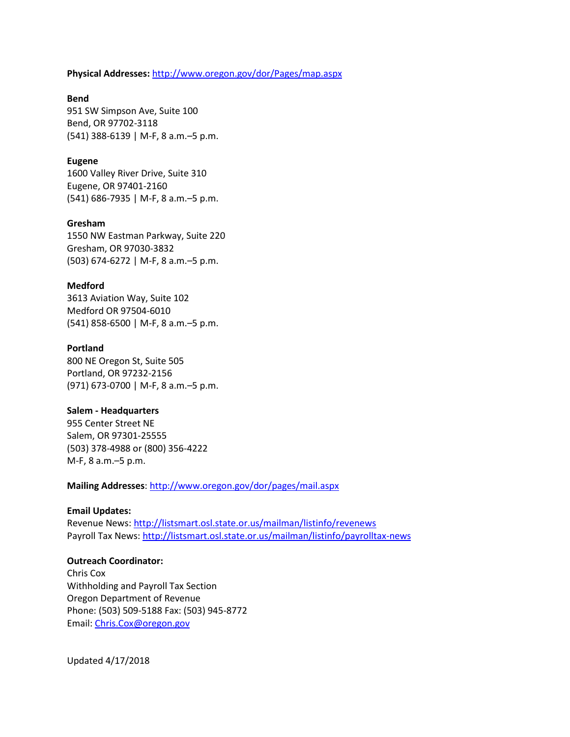**Physical Addresses:** http://www.oregon.gov/dor/Pages/map.aspx

**Bend**
951 SW Simpson Ave, Suite 100
Bend, OR 97702-3118
(541) 388-6139 | M-F, 8 a.m.–5 p.m.

**Eugene**
1600 Valley River Drive, Suite 310
Eugene, OR 97401-2160
(541) 686-7935 | M-F, 8 a.m.–5 p.m.

**Gresham**
1550 NW Eastman Parkway, Suite 220
Gresham, OR 97030-3832
(503) 674-6272 | M-F, 8 a.m.–5 p.m.

**Medford**
3613 Aviation Way, Suite 102
Medford OR 97504-6010
(541) 858-6500 | M-F, 8 a.m.–5 p.m.

**Portland**
800 NE Oregon St, Suite 505
Portland, OR 97232-2156
(971) 673-0700 | M-F, 8 a.m.–5 p.m.

**Salem - Headquarters**
955 Center Street NE
Salem, OR 97301-25555
(503) 378-4988 or (800) 356-4222
M-F, 8 a.m.–5 p.m.

**Mailing Addresses**: http://www.oregon.gov/dor/pages/mail.aspx

**Email Updates:**
Revenue News: http://listsmart.osl.state.or.us/mailman/listinfo/revenews
Payroll Tax News: http://listsmart.osl.state.or.us/mailman/listinfo/payrolltax-news

**Outreach Coordinator:**
Chris Cox
Withholding and Payroll Tax Section
Oregon Department of Revenue
Phone: (503) 509-5188 Fax: (503) 945-8772
Email: Chris.Cox@oregon.gov

Updated 4/17/2018